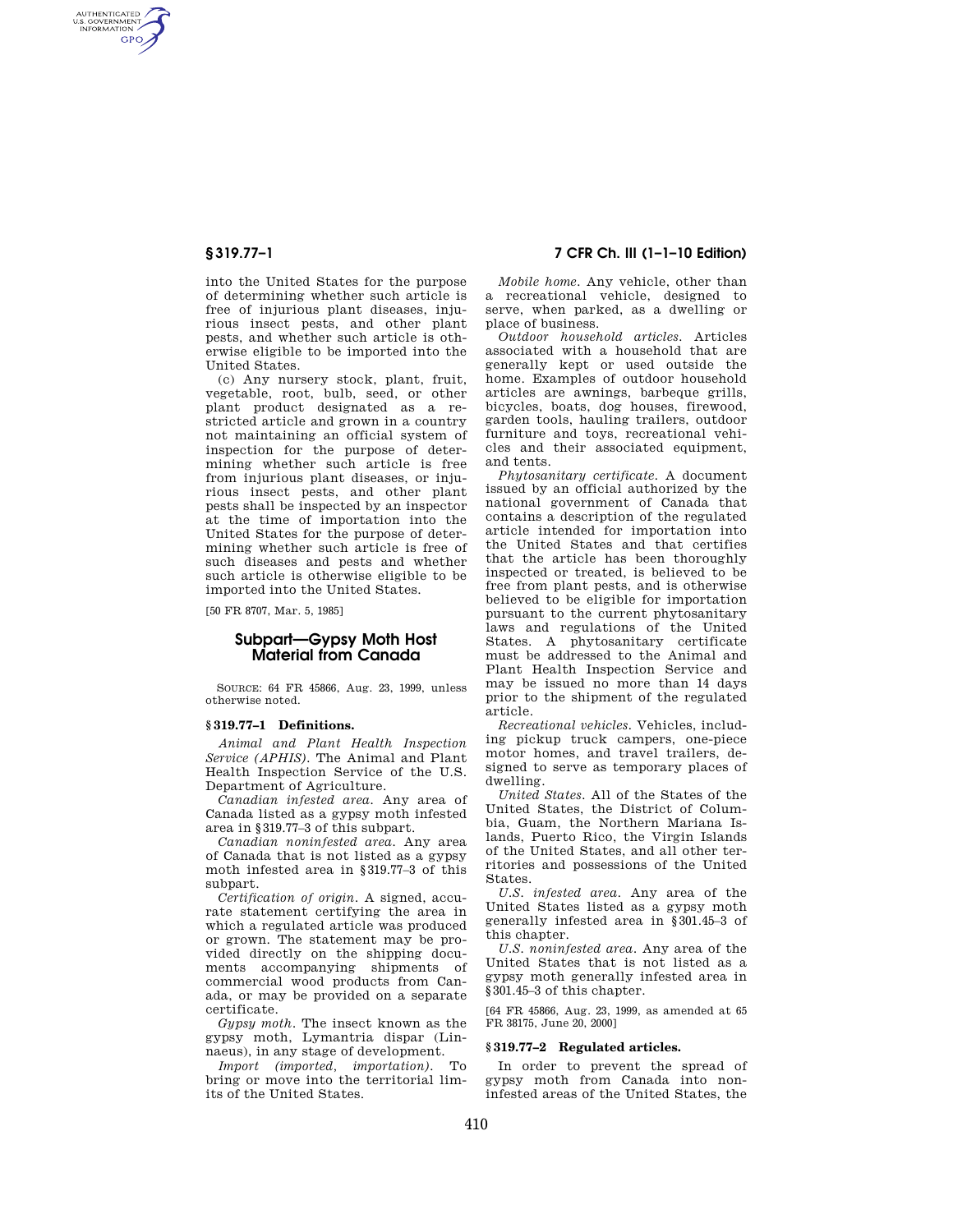into the United States for the purpose of determining whether such article is free of injurious plant diseases, injurious insect pests, and other plant pests, and whether such article is otherwise eligible to be imported into the United States.

(c) Any nursery stock, plant, fruit, vegetable, root, bulb, seed, or other plant product designated as a restricted article and grown in a country not maintaining an official system of inspection for the purpose of determining whether such article is free from injurious plant diseases, or injurious insect pests, and other plant pests shall be inspected by an inspector at the time of importation into the United States for the purpose of determining whether such article is free of such diseases and pests and whether such article is otherwise eligible to be imported into the United States.

[50 FR 8707, Mar. 5, 1985]

## Subpart—Gypsy Moth Host Material from Canada

SOURCE: 64 FR 45866, Aug. 23, 1999, unless otherwise noted.

### § 319.77–1 Definitions.

*Animal and Plant Health Inspection Service (APHIS)*. The Animal and Plant Health Inspection Service of the U.S. Department of Agriculture.

*Canadian infested area*. Any area of Canada listed as a gypsy moth infested area in §319.77–3 of this subpart.

*Canadian noninfested area*. Any area of Canada that is not listed as a gypsy moth infested area in §319.77–3 of this subpart.

*Certification of origin*. A signed, accurate statement certifying the area in which a regulated article was produced or grown. The statement may be provided directly on the shipping documents accompanying shipments of commercial wood products from Canada, or may be provided on a separate certificate.

*Gypsy moth*. The insect known as the gypsy moth, Lymantria dispar (Linnaeus), in any stage of development.

*Import (imported, importation)*. To bring or move into the territorial limits of the United States.

*Mobile home*. Any vehicle, other than a recreational vehicle, designed to serve, when parked, as a dwelling or place of business.

*Outdoor household articles*. Articles associated with a household that are generally kept or used outside the home. Examples of outdoor household articles are awnings, barbeque grills, bicycles, boats, dog houses, firewood, garden tools, hauling trailers, outdoor furniture and toys, recreational vehicles and their associated equipment, and tents.

*Phytosanitary certificate*. A document issued by an official authorized by the national government of Canada that contains a description of the regulated article intended for importation into the United States and that certifies that the article has been thoroughly inspected or treated, is believed to be free from plant pests, and is otherwise believed to be eligible for importation pursuant to the current phytosanitary laws and regulations of the United States. A phytosanitary certificate must be addressed to the Animal and Plant Health Inspection Service and may be issued no more than 14 days prior to the shipment of the regulated article.

*Recreational vehicles*. Vehicles, including pickup truck campers, one-piece motor homes, and travel trailers, designed to serve as temporary places of dwelling.

*United States*. All of the States of the United States, the District of Columbia, Guam, the Northern Mariana Islands, Puerto Rico, the Virgin Islands of the United States, and all other territories and possessions of the United States.

*U.S. infested area*. Any area of the United States listed as a gypsy moth generally infested area in §301.45–3 of this chapter.

*U.S. noninfested area*. Any area of the United States that is not listed as a gypsy moth generally infested area in §301.45–3 of this chapter.

[64 FR 45866, Aug. 23, 1999, as amended at 65 FR 38175, June 20, 2000]

### § 319.77–2 Regulated articles.

In order to prevent the spread of gypsy moth from Canada into noninfested areas of the United States, the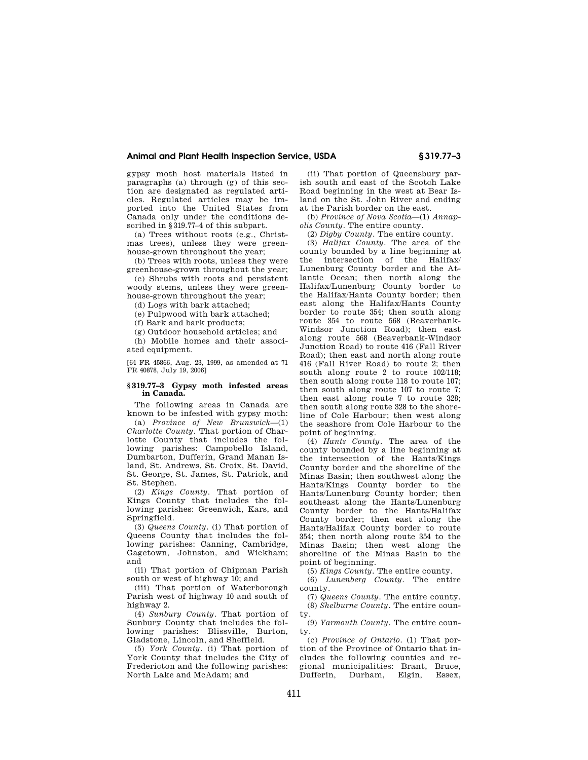gypsy moth host materials listed in paragraphs (a) through (g) of this section are designated as regulated articles. Regulated articles may be imported into the United States from Canada only under the conditions described in §319.77–4 of this subpart.

(a) Trees without roots (e.g., Christmas trees), unless they were greenhouse-grown throughout the year;

(b) Trees with roots, unless they were greenhouse-grown throughout the year;

(c) Shrubs with roots and persistent woody stems, unless they were greenhouse-grown throughout the year;

(d) Logs with bark attached;

(e) Pulpwood with bark attached;

(f) Bark and bark products;

(g) Outdoor household articles; and

(h) Mobile homes and their associated equipment.

[64 FR 45866, Aug. 23, 1999, as amended at 71 FR 40878, July 19, 2006]

### § 319.77–3 Gypsy moth infested areas in Canada.

The following areas in Canada are known to be infested with gypsy moth:

(a) *Province of New Brunswick*—(1) *Charlotte County*. That portion of Charlotte County that includes the following parishes: Campobello Island, Dumbarton, Dufferin, Grand Manan Island, St. Andrews, St. Croix, St. David, St. George, St. James, St. Patrick, and St. Stephen.

(2) *Kings County*. That portion of Kings County that includes the following parishes: Greenwich, Kars, and Springfield.

(3) *Queens County*. (i) That portion of Queens County that includes the following parishes: Canning, Cambridge, Gagetown, Johnston, and Wickham; and

(ii) That portion of Chipman Parish south or west of highway 10; and

(iii) That portion of Waterborough Parish west of highway 10 and south of highway 2.

(4) *Sunbury County*. That portion of Sunbury County that includes the following parishes: Blissville, Burton, Gladstone, Lincoln, and Sheffield.

(5) *York County*. (i) That portion of York County that includes the City of Fredericton and the following parishes: North Lake and McAdam; and

(ii) That portion of Queensbury parish south and east of the Scotch Lake Road beginning in the west at Bear Island on the St. John River and ending at the Parish border on the east.

(b) *Province of Nova Scotia*—(1) *Annapolis County*. The entire county.

(2) *Digby County*. The entire county.

(3) *Halifax County*. The area of the county bounded by a line beginning at the intersection of the Halifax/Lunenburg County border and the Atlantic Ocean; then north along the Halifax/Lunenburg County border to the Halifax/Hants County border; then east along the Halifax/Hants County border to route 354; then south along route 354 to route 568 (Beaverbank-Windsor Junction Road); then east along route 568 (Beaverbank-Windsor Junction Road) to route 416 (Fall River Road); then east and north along route 416 (Fall River Road) to route 2; then south along route 2 to route 102/118; then south along route 118 to route 107; then south along route 107 to route 7; then east along route 7 to route 328; then south along route 328 to the shoreline of Cole Harbour; then west along the seashore from Cole Harbour to the point of beginning.

(4) *Hants County*. The area of the county bounded by a line beginning at the intersection of the Hants/Kings County border and the shoreline of the Minas Basin; then southwest along the Hants/Kings County border to the Hants/Lunenburg County border; then southeast along the Hants/Lunenburg County border to the Hants/Halifax County border; then east along the Hants/Halifax County border to route 354; then north along route 354 to the Minas Basin; then west along the shoreline of the Minas Basin to the point of beginning.

(5) *Kings County*. The entire county.

(6) *Lunenberg County*. The entire county.

(7) *Queens County*. The entire county.

(8) *Shelburne County*. The entire county.

(9) *Yarmouth County*. The entire county.

(c) *Province of Ontario*. (1) That portion of the Province of Ontario that includes the following counties and regional municipalities: Brant, Bruce, Dufferin, Durham, Elgin, Essex,